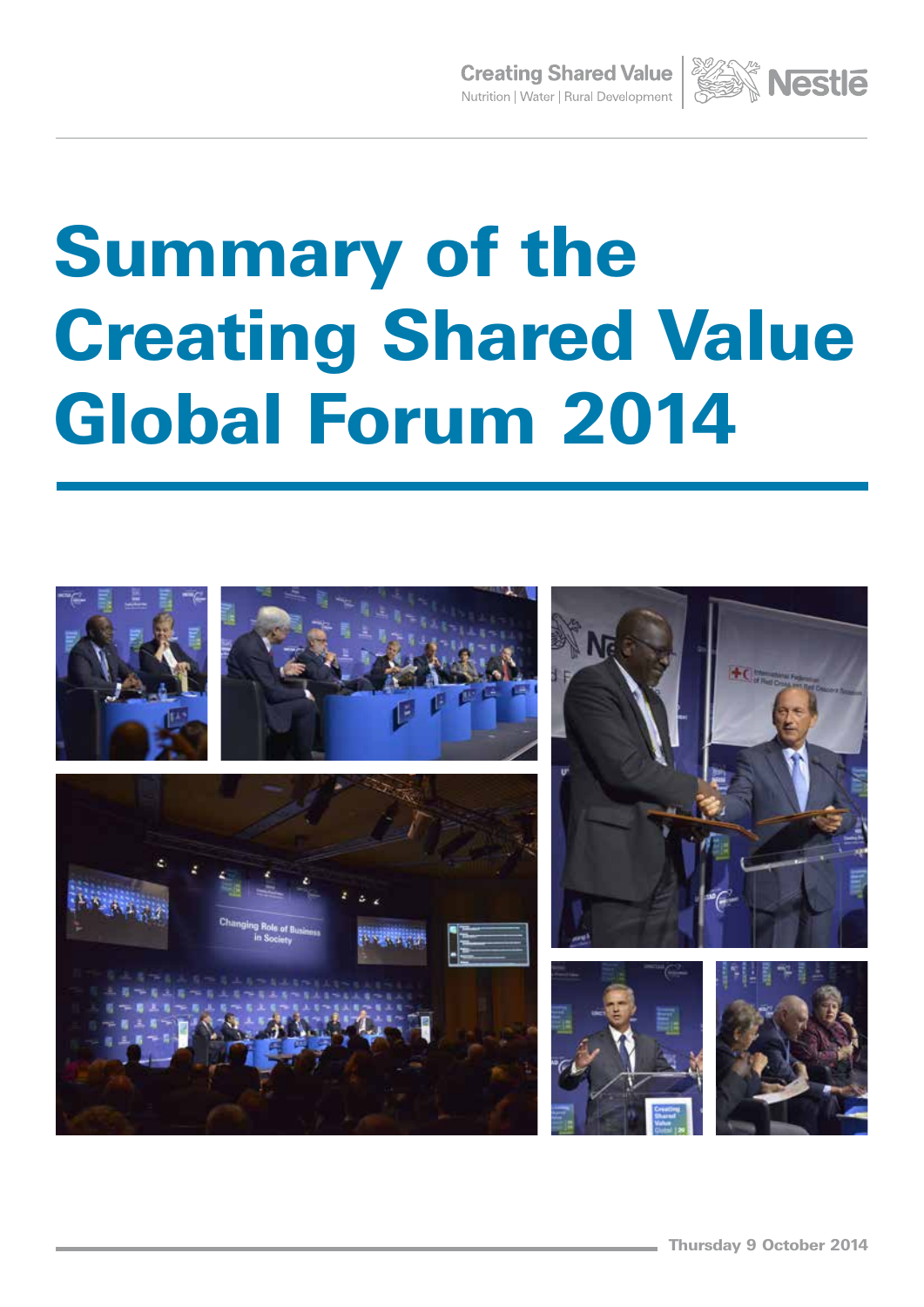Creating Shared Value
Nutrition | Water | Rural Development

# Summary of the Creating Shared Value Global Forum 2014

Thursday 9 October 2014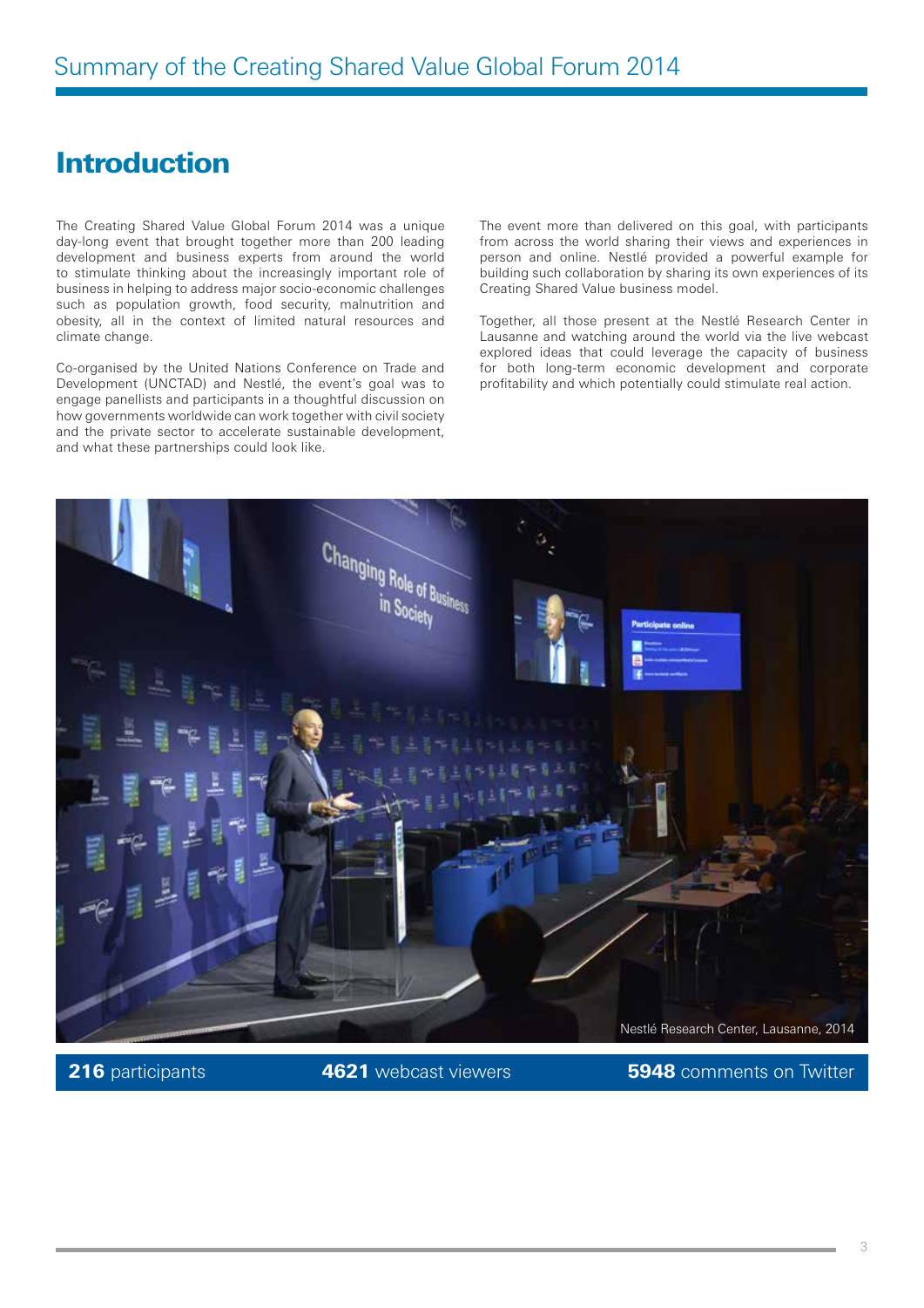## Introduction

The Creating Shared Value Global Forum 2014 was a unique day-long event that brought together more than 200 leading development and business experts from around the world to stimulate thinking about the increasingly important role of business in helping to address major socio-economic challenges such as population growth, food security, malnutrition and obesity, all in the context of limited natural resources and climate change.

Co-organised by the United Nations Conference on Trade and Development (UNCTAD) and Nestlé, the event's goal was to engage panellists and participants in a thoughtful discussion on how governments worldwide can work together with civil society and the private sector to accelerate sustainable development, and what these partnerships could look like.

The event more than delivered on this goal, with participants from across the world sharing their views and experiences in person and online. Nestlé provided a powerful example for building such collaboration by sharing its own experiences of its Creating Shared Value business model.

Together, all those present at the Nestlé Research Center in Lausanne and watching around the world via the live webcast explored ideas that could leverage the capacity of business for both long-term economic development and corporate profitability and which potentially could stimulate real action.

Nestlé Research Center, Lausanne, 2014

**216** participants | **4621** webcast viewers | **5948** comments on Twitter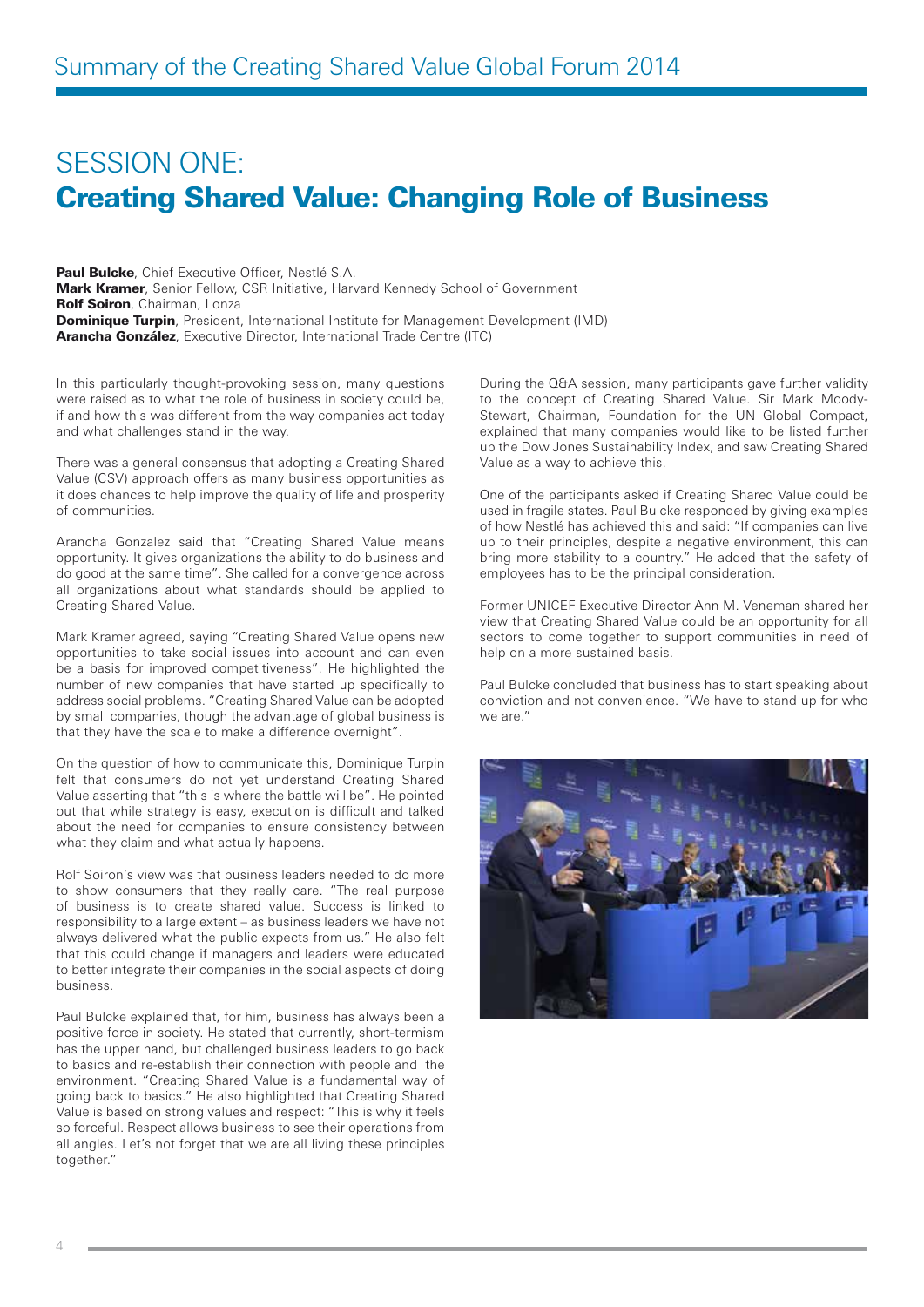# SESSION ONE:
## Creating Shared Value: Changing Role of Business

**Paul Bulcke**, Chief Executive Officer, Nestlé S.A.
**Mark Kramer**, Senior Fellow, CSR Initiative, Harvard Kennedy School of Government
**Rolf Soiron**, Chairman, Lonza
**Dominique Turpin**, President, International Institute for Management Development (IMD)
**Arancha González**, Executive Director, International Trade Centre (ITC)

In this particularly thought-provoking session, many questions were raised as to what the role of business in society could be, if and how this was different from the way companies act today and what challenges stand in the way.

There was a general consensus that adopting a Creating Shared Value (CSV) approach offers as many business opportunities as it does chances to help improve the quality of life and prosperity of communities.

Arancha Gonzalez said that "Creating Shared Value means opportunity. It gives organizations the ability to do business and do good at the same time". She called for a convergence across all organizations about what standards should be applied to Creating Shared Value.

Mark Kramer agreed, saying "Creating Shared Value opens new opportunities to take social issues into account and can even be a basis for improved competitiveness". He highlighted the number of new companies that have started up specifically to address social problems. "Creating Shared Value can be adopted by small companies, though the advantage of global business is that they have the scale to make a difference overnight".

On the question of how to communicate this, Dominique Turpin felt that consumers do not yet understand Creating Shared Value asserting that "this is where the battle will be". He pointed out that while strategy is easy, execution is difficult and talked about the need for companies to ensure consistency between what they claim and what actually happens.

Rolf Soiron's view was that business leaders needed to do more to show consumers that they really care. "The real purpose of business is to create shared value. Success is linked to responsibility to a large extent – as business leaders we have not always delivered what the public expects from us." He also felt that this could change if managers and leaders were educated to better integrate their companies in the social aspects of doing business.

Paul Bulcke explained that, for him, business has always been a positive force in society. He stated that currently, short-termism has the upper hand, but challenged business leaders to go back to basics and re-establish their connection with people and the environment. "Creating Shared Value is a fundamental way of going back to basics." He also highlighted that Creating Shared Value is based on strong values and respect: "This is why it feels so forceful. Respect allows business to see their operations from all angles. Let's not forget that we are all living these principles together."

During the Q&A session, many participants gave further validity to the concept of Creating Shared Value. Sir Mark Moody-Stewart, Chairman, Foundation for the UN Global Compact, explained that many companies would like to be listed further up the Dow Jones Sustainability Index, and saw Creating Shared Value as a way to achieve this.

One of the participants asked if Creating Shared Value could be used in fragile states. Paul Bulcke responded by giving examples of how Nestlé has achieved this and said: "If companies can live up to their principles, despite a negative environment, this can bring more stability to a country." He added that the safety of employees has to be the principal consideration.

Former UNICEF Executive Director Ann M. Veneman shared her view that Creating Shared Value could be an opportunity for all sectors to come together to support communities in need of help on a more sustained basis.

Paul Bulcke concluded that business has to start speaking about conviction and not convenience. "We have to stand up for who we are."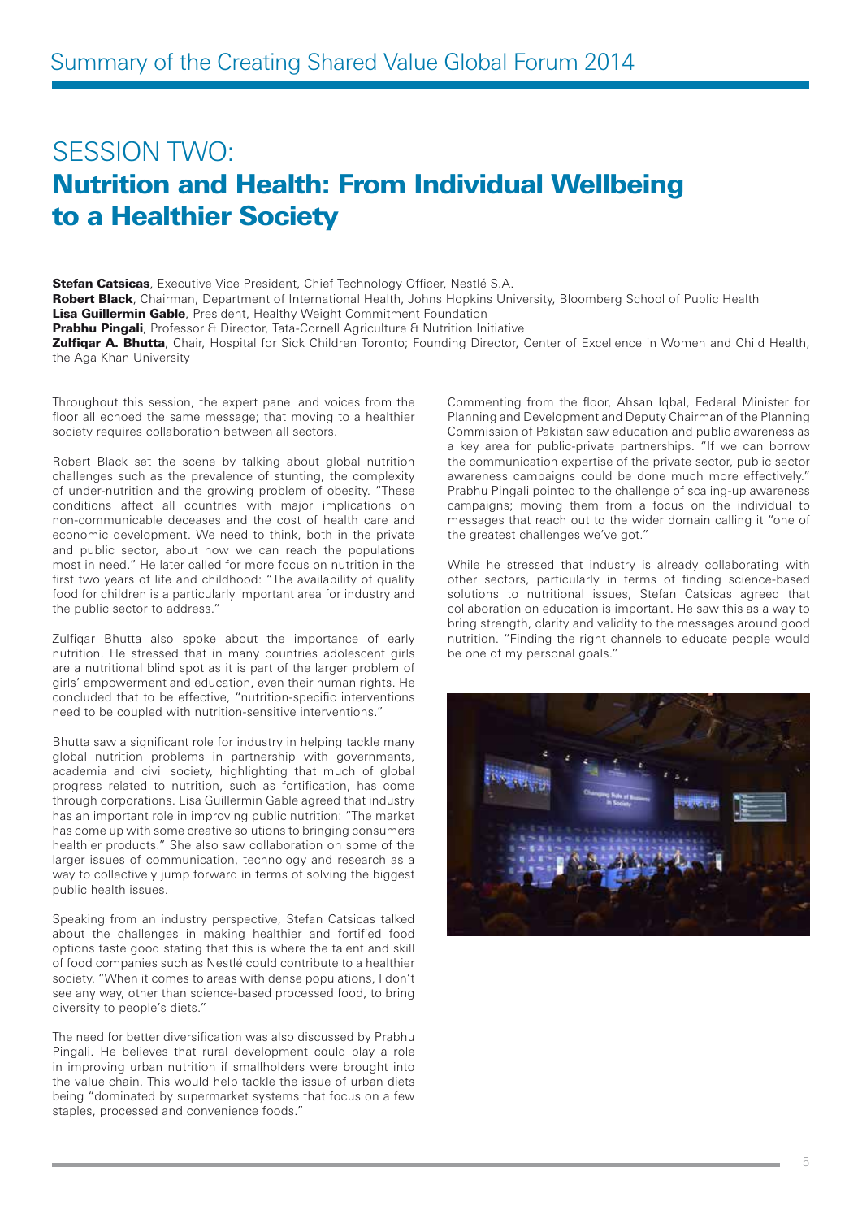# SESSION TWO:

## Nutrition and Health: From Individual Wellbeing to a Healthier Society

**Stefan Catsicas**, Executive Vice President, Chief Technology Officer, Nestlé S.A.
**Robert Black**, Chairman, Department of International Health, Johns Hopkins University, Bloomberg School of Public Health
**Lisa Guillermin Gable**, President, Healthy Weight Commitment Foundation
**Prabhu Pingali**, Professor & Director, Tata-Cornell Agriculture & Nutrition Initiative
**Zulfiqar A. Bhutta**, Chair, Hospital for Sick Children Toronto; Founding Director, Center of Excellence in Women and Child Health, the Aga Khan University

Throughout this session, the expert panel and voices from the floor all echoed the same message; that moving to a healthier society requires collaboration between all sectors.

Robert Black set the scene by talking about global nutrition challenges such as the prevalence of stunting, the complexity of under-nutrition and the growing problem of obesity. "These conditions affect all countries with major implications on non-communicable deceases and the cost of health care and economic development. We need to think, both in the private and public sector, about how we can reach the populations most in need." He later called for more focus on nutrition in the first two years of life and childhood: "The availability of quality food for children is a particularly important area for industry and the public sector to address."

Zulfiqar Bhutta also spoke about the importance of early nutrition. He stressed that in many countries adolescent girls are a nutritional blind spot as it is part of the larger problem of girls' empowerment and education, even their human rights. He concluded that to be effective, "nutrition-specific interventions need to be coupled with nutrition-sensitive interventions."

Bhutta saw a significant role for industry in helping tackle many global nutrition problems in partnership with governments, academia and civil society, highlighting that much of global progress related to nutrition, such as fortification, has come through corporations. Lisa Guillermin Gable agreed that industry has an important role in improving public nutrition: "The market has come up with some creative solutions to bringing consumers healthier products." She also saw collaboration on some of the larger issues of communication, technology and research as a way to collectively jump forward in terms of solving the biggest public health issues.

Speaking from an industry perspective, Stefan Catsicas talked about the challenges in making healthier and fortified food options taste good stating that this is where the talent and skill of food companies such as Nestlé could contribute to a healthier society. "When it comes to areas with dense populations, I don't see any way, other than science-based processed food, to bring diversity to people's diets."

The need for better diversification was also discussed by Prabhu Pingali. He believes that rural development could play a role in improving urban nutrition if smallholders were brought into the value chain. This would help tackle the issue of urban diets being "dominated by supermarket systems that focus on a few staples, processed and convenience foods."

Commenting from the floor, Ahsan Iqbal, Federal Minister for Planning and Development and Deputy Chairman of the Planning Commission of Pakistan saw education and public awareness as a key area for public-private partnerships. "If we can borrow the communication expertise of the private sector, public sector awareness campaigns could be done much more effectively." Prabhu Pingali pointed to the challenge of scaling-up awareness campaigns; moving them from a focus on the individual to messages that reach out to the wider domain calling it "one of the greatest challenges we've got."

While he stressed that industry is already collaborating with other sectors, particularly in terms of finding science-based solutions to nutritional issues, Stefan Catsicas agreed that collaboration on education is important. He saw this as a way to bring strength, clarity and validity to the messages around good nutrition. "Finding the right channels to educate people would be one of my personal goals."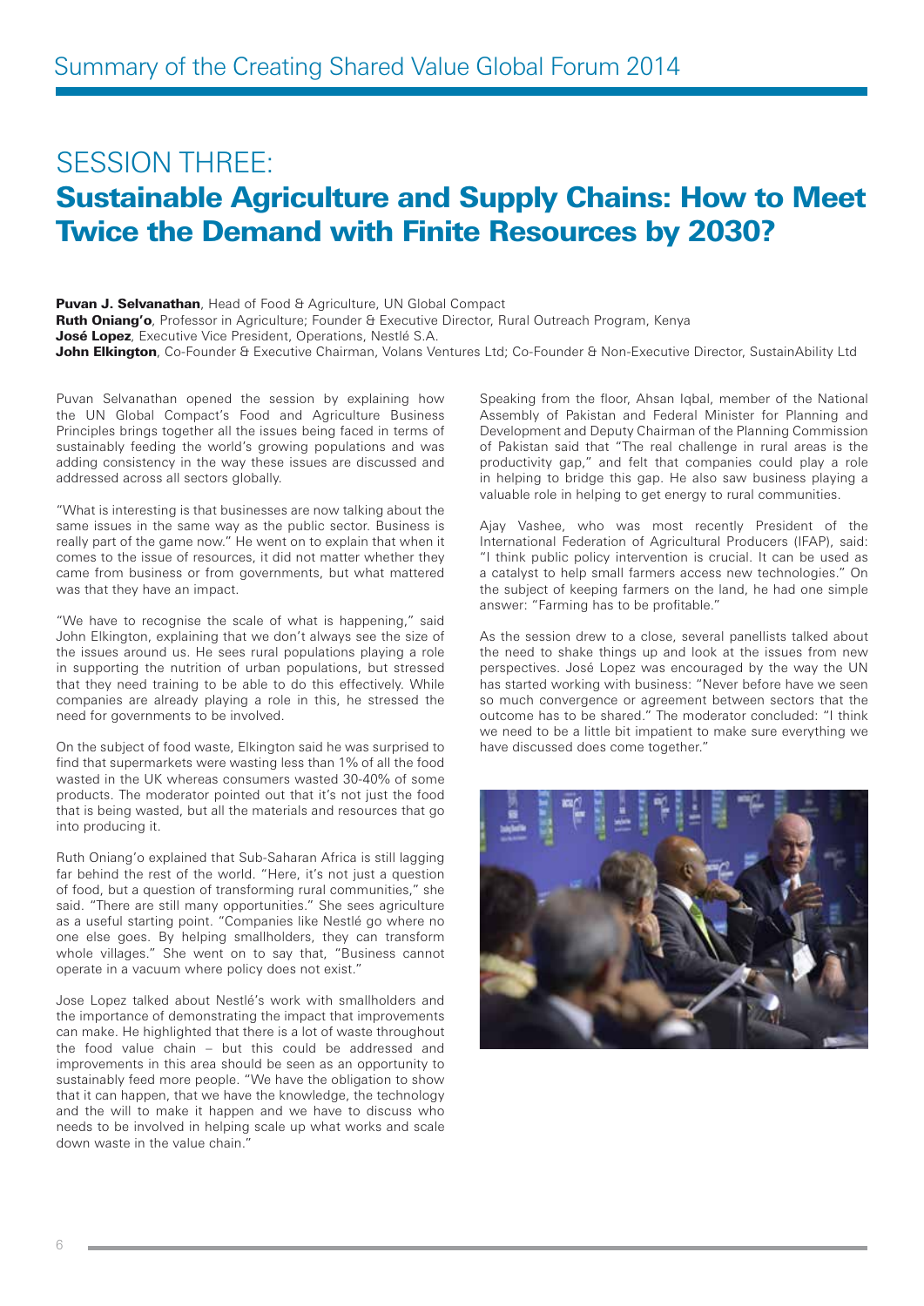# SESSION THREE:

## Sustainable Agriculture and Supply Chains: How to Meet Twice the Demand with Finite Resources by 2030?

**Puvan J. Selvanathan**, Head of Food & Agriculture, UN Global Compact
**Ruth Oniang'o**, Professor in Agriculture; Founder & Executive Director, Rural Outreach Program, Kenya
**José Lopez**, Executive Vice President, Operations, Nestlé S.A.
**John Elkington**, Co-Founder & Executive Chairman, Volans Ventures Ltd; Co-Founder & Non-Executive Director, SustainAbility Ltd

Puvan Selvanathan opened the session by explaining how the UN Global Compact's Food and Agriculture Business Principles brings together all the issues being faced in terms of sustainably feeding the world's growing populations and was adding consistency in the way these issues are discussed and addressed across all sectors globally.

"What is interesting is that businesses are now talking about the same issues in the same way as the public sector. Business is really part of the game now." He went on to explain that when it comes to the issue of resources, it did not matter whether they came from business or from governments, but what mattered was that they have an impact.

"We have to recognise the scale of what is happening," said John Elkington, explaining that we don't always see the size of the issues around us. He sees rural populations playing a role in supporting the nutrition of urban populations, but stressed that they need training to be able to do this effectively. While companies are already playing a role in this, he stressed the need for governments to be involved.

On the subject of food waste, Elkington said he was surprised to find that supermarkets were wasting less than 1% of all the food wasted in the UK whereas consumers wasted 30-40% of some products. The moderator pointed out that it's not just the food that is being wasted, but all the materials and resources that go into producing it.

Ruth Oniang'o explained that Sub-Saharan Africa is still lagging far behind the rest of the world. "Here, it's not just a question of food, but a question of transforming rural communities," she said. "There are still many opportunities." She sees agriculture as a useful starting point. "Companies like Nestlé go where no one else goes. By helping smallholders, they can transform whole villages." She went on to say that, "Business cannot operate in a vacuum where policy does not exist."

Jose Lopez talked about Nestlé's work with smallholders and the importance of demonstrating the impact that improvements can make. He highlighted that there is a lot of waste throughout the food value chain – but this could be addressed and improvements in this area should be seen as an opportunity to sustainably feed more people. "We have the obligation to show that it can happen, that we have the knowledge, the technology and the will to make it happen and we have to discuss who needs to be involved in helping scale up what works and scale down waste in the value chain."

Speaking from the floor, Ahsan Iqbal, member of the National Assembly of Pakistan and Federal Minister for Planning and Development and Deputy Chairman of the Planning Commission of Pakistan said that "The real challenge in rural areas is the productivity gap," and felt that companies could play a role in helping to bridge this gap. He also saw business playing a valuable role in helping to get energy to rural communities.

Ajay Vashee, who was most recently President of the International Federation of Agricultural Producers (IFAP), said: "I think public policy intervention is crucial. It can be used as a catalyst to help small farmers access new technologies." On the subject of keeping farmers on the land, he had one simple answer: "Farming has to be profitable."

As the session drew to a close, several panellists talked about the need to shake things up and look at the issues from new perspectives. José Lopez was encouraged by the way the UN has started working with business: "Never before have we seen so much convergence or agreement between sectors that the outcome has to be shared." The moderator concluded: "I think we need to be a little bit impatient to make sure everything we have discussed does come together."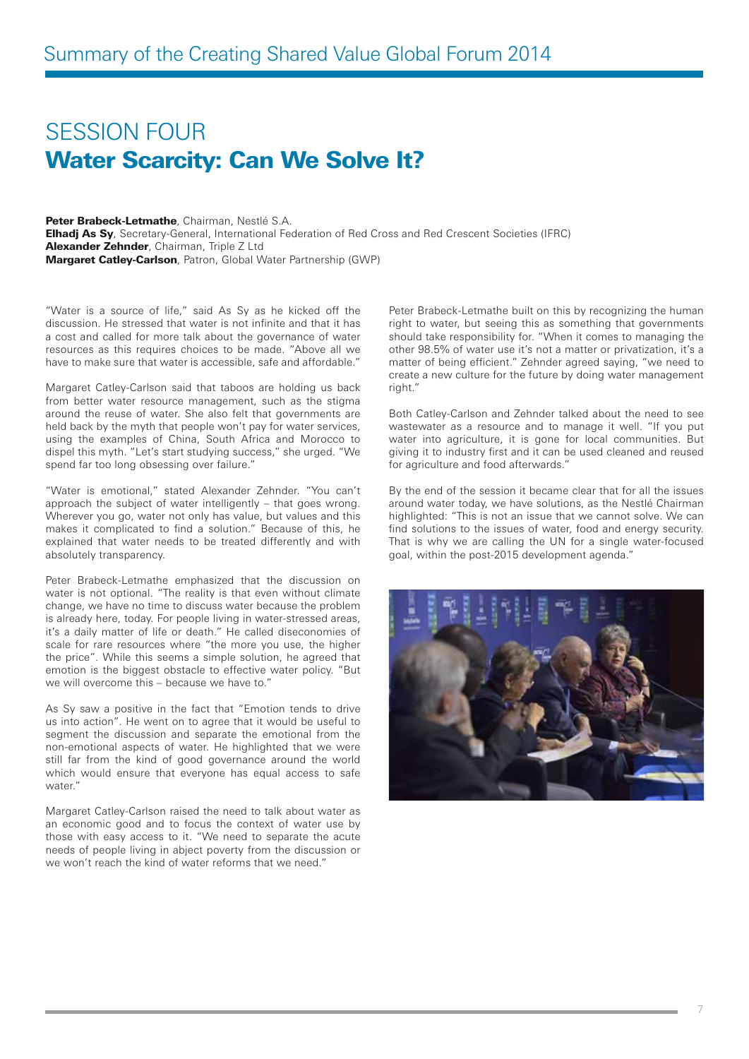## SESSION FOUR

# Water Scarcity: Can We Solve It?

**Peter Brabeck-Letmathe**, Chairman, Nestlé S.A.
**Elhadj As Sy**, Secretary-General, International Federation of Red Cross and Red Crescent Societies (IFRC)
**Alexander Zehnder**, Chairman, Triple Z Ltd
**Margaret Catley-Carlson**, Patron, Global Water Partnership (GWP)

"Water is a source of life," said As Sy as he kicked off the discussion. He stressed that water is not infinite and that it has a cost and called for more talk about the governance of water resources as this requires choices to be made. "Above all we have to make sure that water is accessible, safe and affordable."

Margaret Catley-Carlson said that taboos are holding us back from better water resource management, such as the stigma around the reuse of water. She also felt that governments are held back by the myth that people won't pay for water services, using the examples of China, South Africa and Morocco to dispel this myth. "Let's start studying success," she urged. "We spend far too long obsessing over failure."

"Water is emotional," stated Alexander Zehnder. "You can't approach the subject of water intelligently – that goes wrong. Wherever you go, water not only has value, but values and this makes it complicated to find a solution." Because of this, he explained that water needs to be treated differently and with absolutely transparency.

Peter Brabeck-Letmathe emphasized that the discussion on water is not optional. "The reality is that even without climate change, we have no time to discuss water because the problem is already here, today. For people living in water-stressed areas, it's a daily matter of life or death." He called diseconomies of scale for rare resources where "the more you use, the higher the price". While this seems a simple solution, he agreed that emotion is the biggest obstacle to effective water policy. "But we will overcome this – because we have to."

As Sy saw a positive in the fact that "Emotion tends to drive us into action". He went on to agree that it would be useful to segment the discussion and separate the emotional from the non-emotional aspects of water. He highlighted that we were still far from the kind of good governance around the world which would ensure that everyone has equal access to safe water."

Margaret Catley-Carlson raised the need to talk about water as an economic good and to focus the context of water use by those with easy access to it. "We need to separate the acute needs of people living in abject poverty from the discussion or we won't reach the kind of water reforms that we need."

Peter Brabeck-Letmathe built on this by recognizing the human right to water, but seeing this as something that governments should take responsibility for. "When it comes to managing the other 98.5% of water use it's not a matter or privatization, it's a matter of being efficient." Zehnder agreed saying, "we need to create a new culture for the future by doing water management right."

Both Catley-Carlson and Zehnder talked about the need to see wastewater as a resource and to manage it well. "If you put water into agriculture, it is gone for local communities. But giving it to industry first and it can be used cleaned and reused for agriculture and food afterwards."

By the end of the session it became clear that for all the issues around water today, we have solutions, as the Nestlé Chairman highlighted: "This is not an issue that we cannot solve. We can find solutions to the issues of water, food and energy security. That is why we are calling the UN for a single water-focused goal, within the post-2015 development agenda."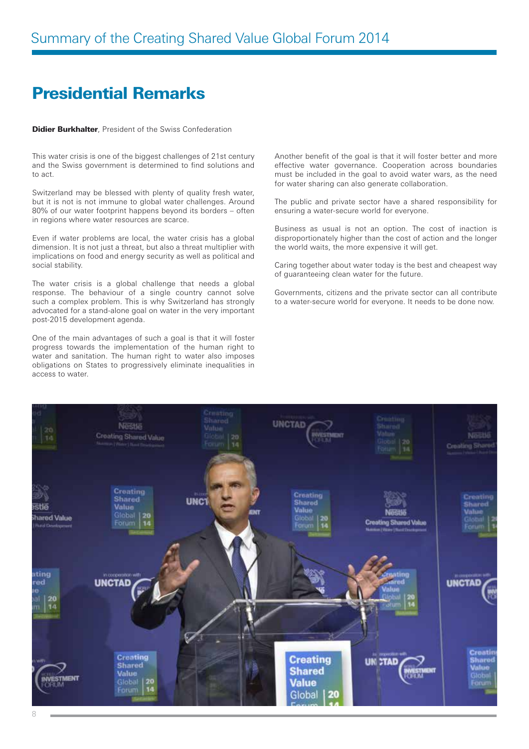# Presidential Remarks

**Didier Burkhalter**, President of the Swiss Confederation

This water crisis is one of the biggest challenges of 21st century and the Swiss government is determined to find solutions and to act.

Switzerland may be blessed with plenty of quality fresh water, but it is not is not immune to global water challenges. Around 80% of our water footprint happens beyond its borders – often in regions where water resources are scarce.

Even if water problems are local, the water crisis has a global dimension. It is not just a threat, but also a threat multiplier with implications on food and energy security as well as political and social stability.

The water crisis is a global challenge that needs a global response. The behaviour of a single country cannot solve such a complex problem. This is why Switzerland has strongly advocated for a stand-alone goal on water in the very important post-2015 development agenda.

One of the main advantages of such a goal is that it will foster progress towards the implementation of the human right to water and sanitation. The human right to water also imposes obligations on States to progressively eliminate inequalities in access to water.

Another benefit of the goal is that it will foster better and more effective water governance. Cooperation across boundaries must be included in the goal to avoid water wars, as the need for water sharing can also generate collaboration.

The public and private sector have a shared responsibility for ensuring a water-secure world for everyone.

Business as usual is not an option. The cost of inaction is disproportionately higher than the cost of action and the longer the world waits, the more expensive it will get.

Caring together about water today is the best and cheapest way of guaranteeing clean water for the future.

Governments, citizens and the private sector can all contribute to a water-secure world for everyone. It needs to be done now.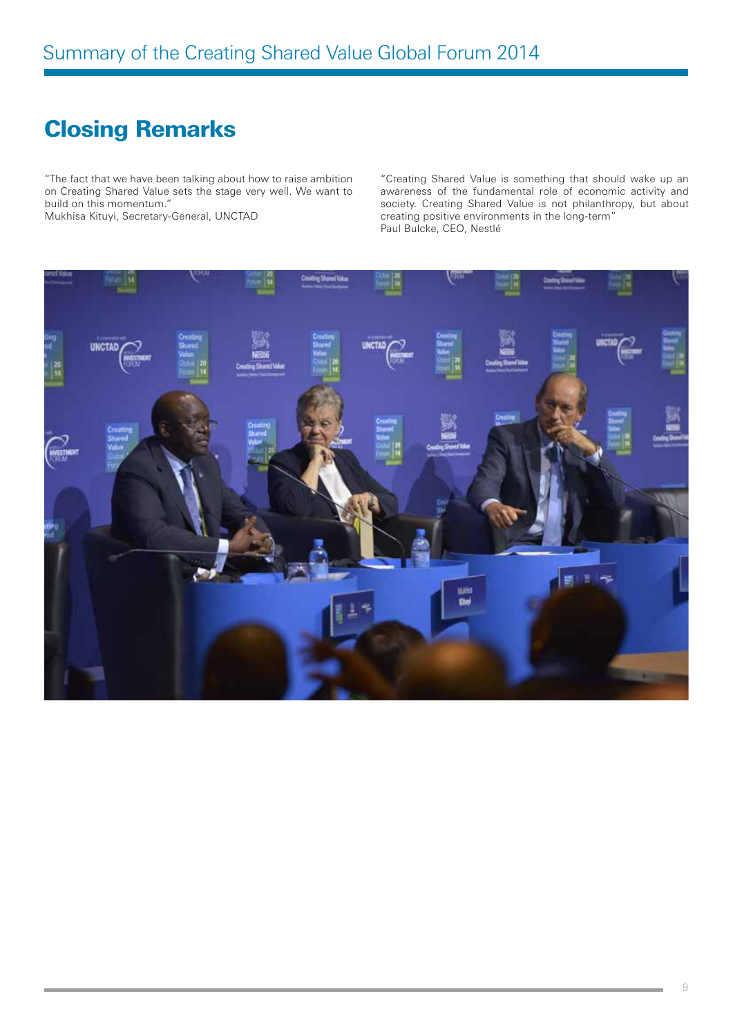## Closing Remarks

"The fact that we have been talking about how to raise ambition on Creating Shared Value sets the stage very well. We want to build on this momentum."
Mukhisa Kituyi, Secretary-General, UNCTAD

"Creating Shared Value is something that should wake up an awareness of the fundamental role of economic activity and society. Creating Shared Value is not philanthropy, but about creating positive environments in the long-term"
Paul Bulcke, CEO, Nestlé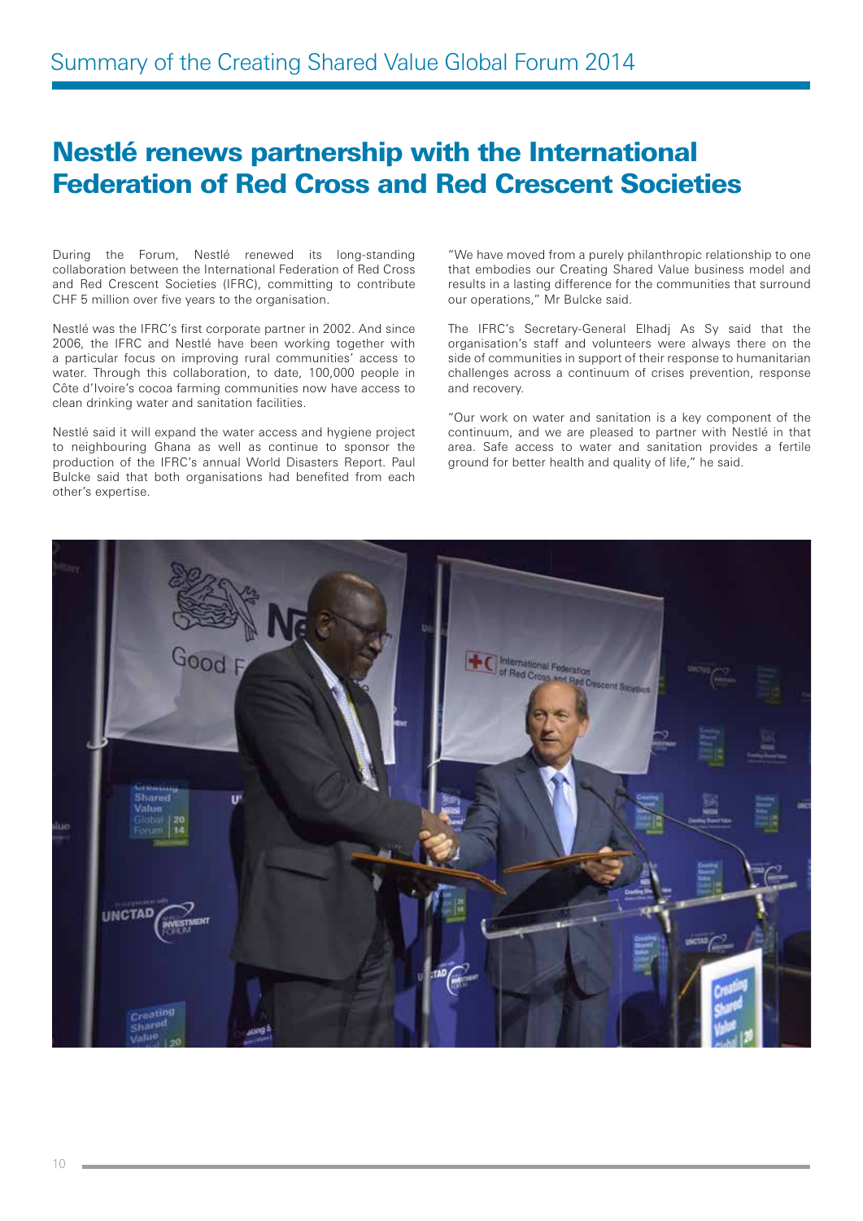# Nestlé renews partnership with the International Federation of Red Cross and Red Crescent Societies

During the Forum, Nestlé renewed its long-standing collaboration between the International Federation of Red Cross and Red Crescent Societies (IFRC), committing to contribute CHF 5 million over five years to the organisation.

Nestlé was the IFRC's first corporate partner in 2002. And since 2006, the IFRC and Nestlé have been working together with a particular focus on improving rural communities' access to water. Through this collaboration, to date, 100,000 people in Côte d'Ivoire's cocoa farming communities now have access to clean drinking water and sanitation facilities.

Nestlé said it will expand the water access and hygiene project to neighbouring Ghana as well as continue to sponsor the production of the IFRC's annual World Disasters Report. Paul Bulcke said that both organisations had benefited from each other's expertise.

"We have moved from a purely philanthropic relationship to one that embodies our Creating Shared Value business model and results in a lasting difference for the communities that surround our operations," Mr Bulcke said.

The IFRC's Secretary-General Elhadj As Sy said that the organisation's staff and volunteers were always there on the side of communities in support of their response to humanitarian challenges across a continuum of crises prevention, response and recovery.

"Our work on water and sanitation is a key component of the continuum, and we are pleased to partner with Nestlé in that area. Safe access to water and sanitation provides a fertile ground for better health and quality of life," he said.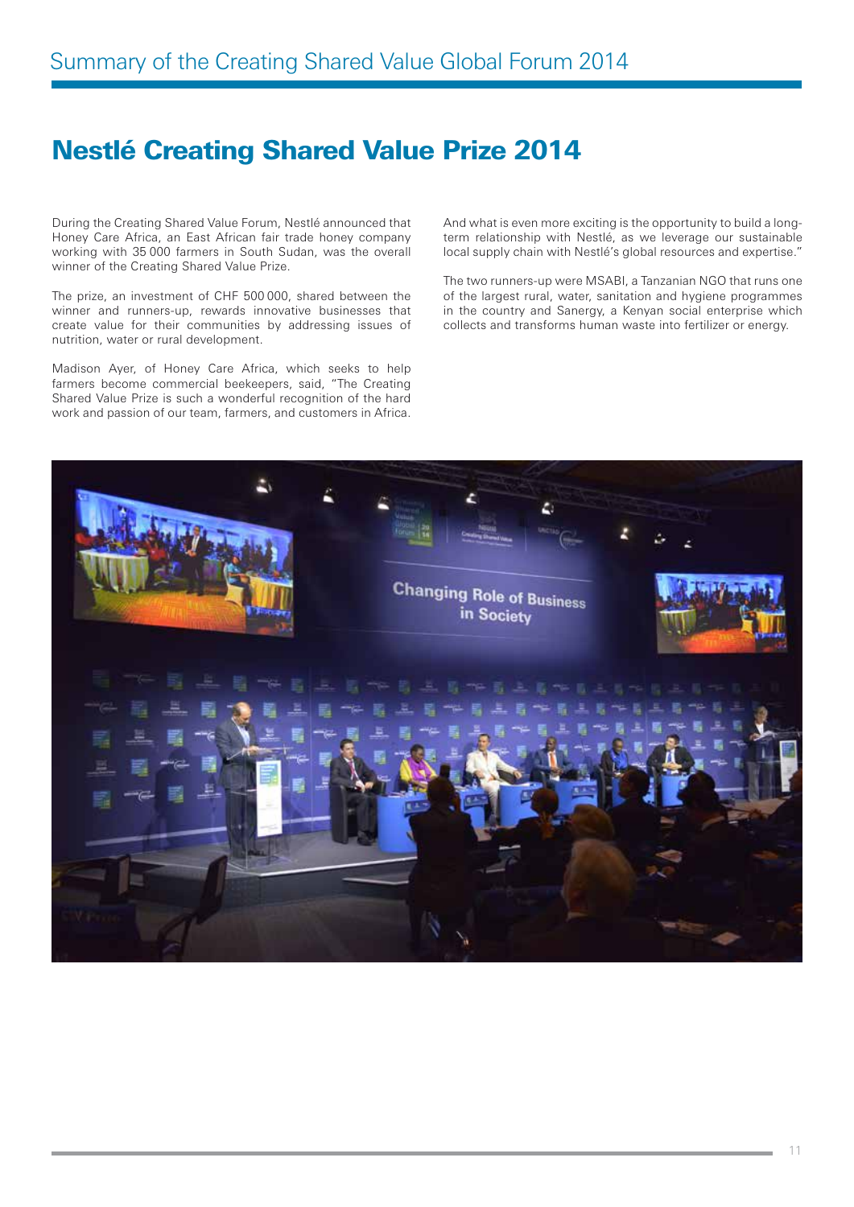# Nestlé Creating Shared Value Prize 2014

During the Creating Shared Value Forum, Nestlé announced that Honey Care Africa, an East African fair trade honey company working with 35 000 farmers in South Sudan, was the overall winner of the Creating Shared Value Prize.

The prize, an investment of CHF 500 000, shared between the winner and runners-up, rewards innovative businesses that create value for their communities by addressing issues of nutrition, water or rural development.

Madison Ayer, of Honey Care Africa, which seeks to help farmers become commercial beekeepers, said, "The Creating Shared Value Prize is such a wonderful recognition of the hard work and passion of our team, farmers, and customers in Africa. And what is even more exciting is the opportunity to build a long-term relationship with Nestlé, as we leverage our sustainable local supply chain with Nestlé's global resources and expertise."

The two runners-up were MSABI, a Tanzanian NGO that runs one of the largest rural, water, sanitation and hygiene programmes in the country and Sanergy, a Kenyan social enterprise which collects and transforms human waste into fertilizer or energy.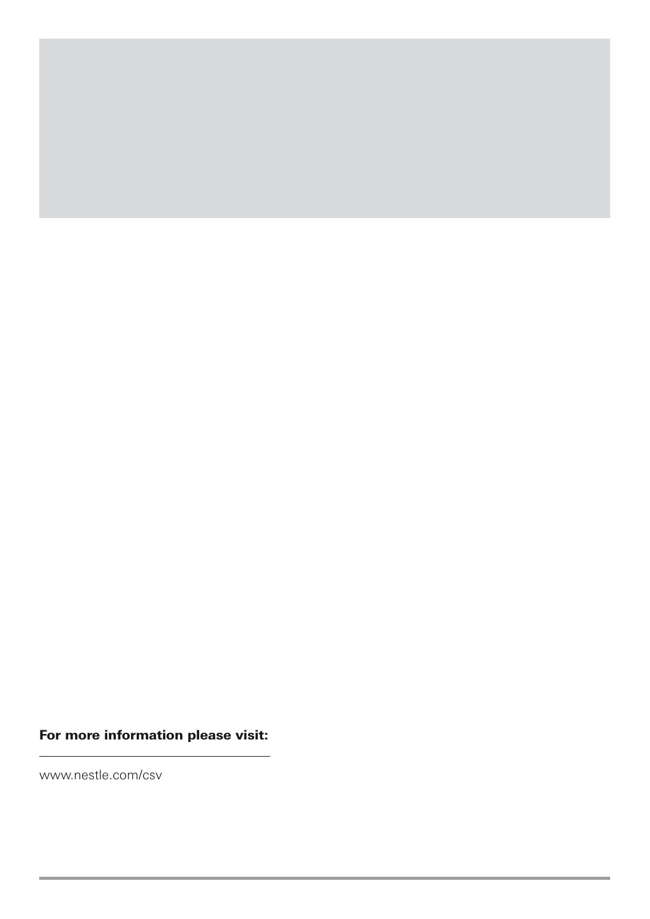**For more information please visit:**

www.nestle.com/csv